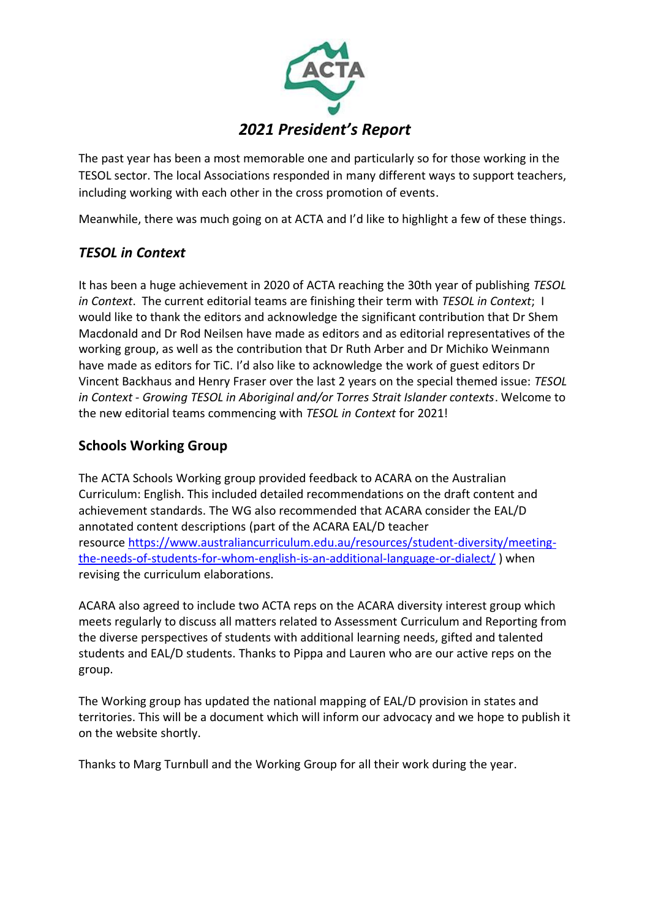# *2021 President's Report*

The past year has been a most memorable one and particularly so for those working in the TESOL sector. The local Associations responded in many different ways to support teachers, including working with each other in the cross promotion of events.

Meanwhile, there was much going on at ACTA and I'd like to highlight a few of these things.

## *TESOL in Context*

It has been a huge achievement in 2020 of ACTA reaching the 30th year of publishing *TESOL in Context*. The current editorial teams are finishing their term with *TESOL in Context*; I would like to thank the editors and acknowledge the significant contribution that Dr Shem Macdonald and Dr Rod Neilsen have made as editors and as editorial representatives of the working group, as well as the contribution that Dr Ruth Arber and Dr Michiko Weinmann have made as editors for TiC. I'd also like to acknowledge the work of guest editors Dr Vincent Backhaus and Henry Fraser over the last 2 years on the special themed issue: *TESOL in Context - Growing TESOL in Aboriginal and/or Torres Strait Islander contexts*. Welcome to the new editorial teams commencing with *TESOL in Context* for 2021!

## Schools Working Group

The ACTA Schools Working group provided feedback to ACARA on the Australian Curriculum: English. This included detailed recommendations on the draft content and achievement standards. The WG also recommended that ACARA consider the EAL/D annotated content descriptions (part of the ACARA EAL/D teacher resource [https://www.australiancurriculum.edu.au/resources/student-diversity/meeting-the-needs-of-students-for-whom-english-is-an-additional-language-or-dialect/](https://www.australiancurriculum.edu.au/resources/student-diversity/meeting-the-needs-of-students-for-whom-english-is-an-additional-language-or-dialect/) ) when revising the curriculum elaborations.

ACARA also agreed to include two ACTA reps on the ACARA diversity interest group which meets regularly to discuss all matters related to Assessment Curriculum and Reporting from the diverse perspectives of students with additional learning needs, gifted and talented students and EAL/D students. Thanks to Pippa and Lauren who are our active reps on the group.

The Working group has updated the national mapping of EAL/D provision in states and territories. This will be a document which will inform our advocacy and we hope to publish it on the website shortly.

Thanks to Marg Turnbull and the Working Group for all their work during the year.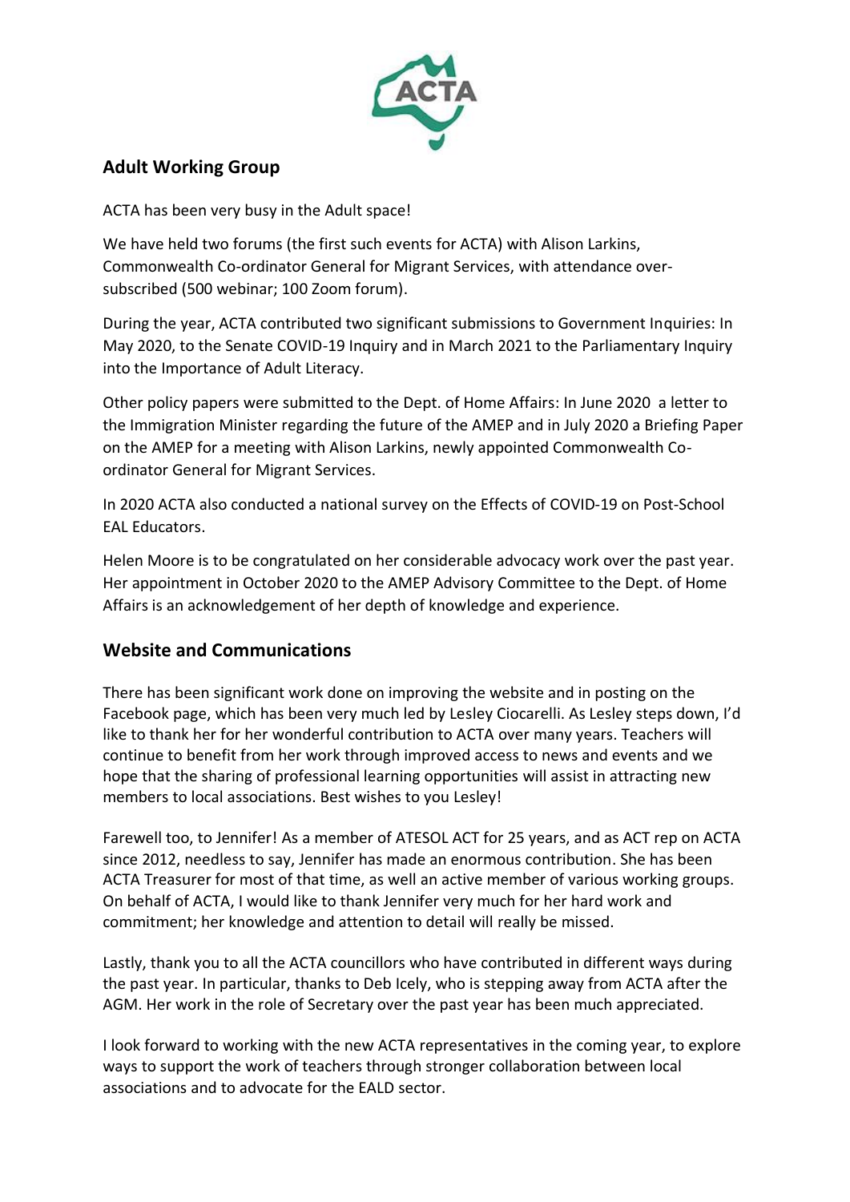## Adult Working Group

ACTA has been very busy in the Adult space!

We have held two forums (the first such events for ACTA) with Alison Larkins, Commonwealth Co-ordinator General for Migrant Services, with attendance over-subscribed (500 webinar; 100 Zoom forum).

During the year, ACTA contributed two significant submissions to Government Inquiries: In May 2020, to the Senate COVID-19 Inquiry and in March 2021 to the Parliamentary Inquiry into the Importance of Adult Literacy.

Other policy papers were submitted to the Dept. of Home Affairs: In June 2020 a letter to the Immigration Minister regarding the future of the AMEP and in July 2020 a Briefing Paper on the AMEP for a meeting with Alison Larkins, newly appointed Commonwealth Co-ordinator General for Migrant Services.

In 2020 ACTA also conducted a national survey on the Effects of COVID-19 on Post-School EAL Educators.

Helen Moore is to be congratulated on her considerable advocacy work over the past year. Her appointment in October 2020 to the AMEP Advisory Committee to the Dept. of Home Affairs is an acknowledgement of her depth of knowledge and experience.

## Website and Communications

There has been significant work done on improving the website and in posting on the Facebook page, which has been very much led by Lesley Ciocarelli. As Lesley steps down, I'd like to thank her for her wonderful contribution to ACTA over many years. Teachers will continue to benefit from her work through improved access to news and events and we hope that the sharing of professional learning opportunities will assist in attracting new members to local associations. Best wishes to you Lesley!

Farewell too, to Jennifer! As a member of ATESOL ACT for 25 years, and as ACT rep on ACTA since 2012, needless to say, Jennifer has made an enormous contribution. She has been ACTA Treasurer for most of that time, as well an active member of various working groups. On behalf of ACTA, I would like to thank Jennifer very much for her hard work and commitment; her knowledge and attention to detail will really be missed.

Lastly, thank you to all the ACTA councillors who have contributed in different ways during the past year. In particular, thanks to Deb Icely, who is stepping away from ACTA after the AGM. Her work in the role of Secretary over the past year has been much appreciated.

I look forward to working with the new ACTA representatives in the coming year, to explore ways to support the work of teachers through stronger collaboration between local associations and to advocate for the EALD sector.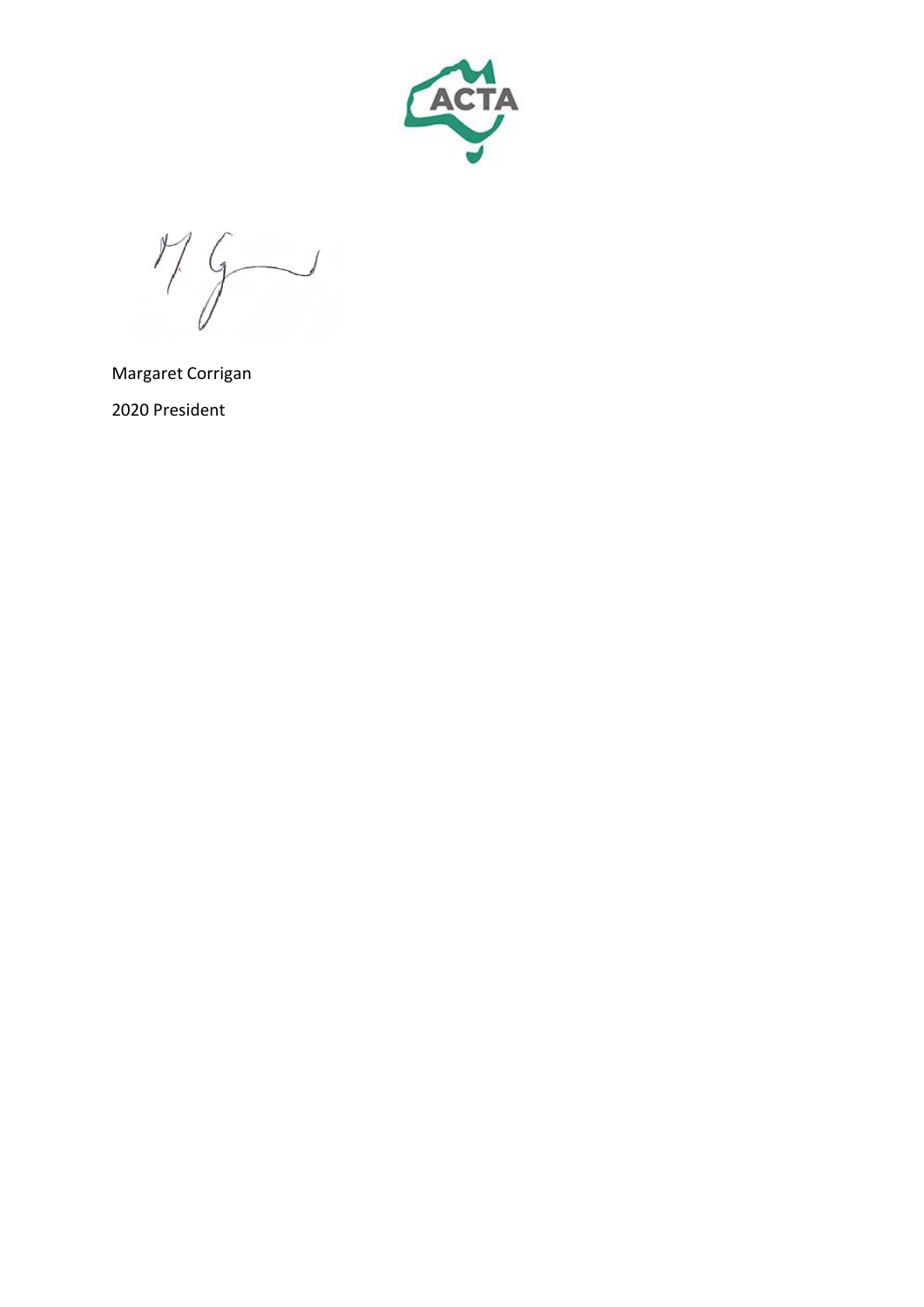Margaret Corrigan

2020 President